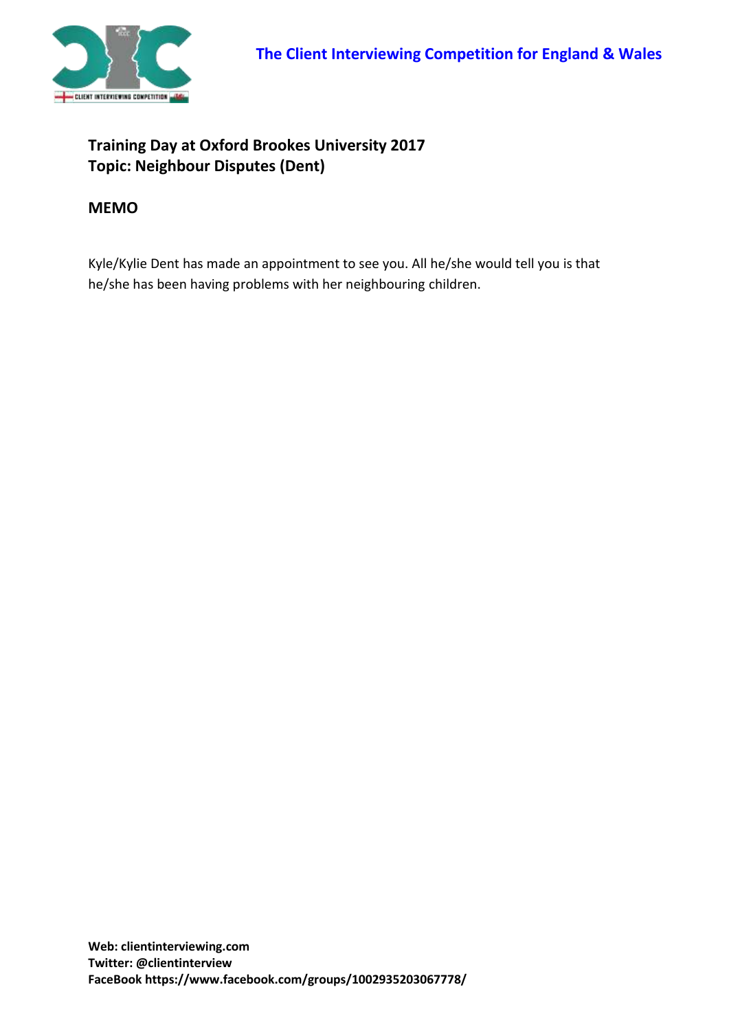The Client Interviewing Competition for England & Wales

**Training Day at Oxford Brookes University 2017**
**Topic: Neighbour Disputes (Dent)**

## MEMO

Kyle/Kylie Dent has made an appointment to see you. All he/she would tell you is that he/she has been having problems with her neighbouring children.

**Web: clientinterviewing.com**
**Twitter: @clientinterview**
**FaceBook https://www.facebook.com/groups/1002935203067778/**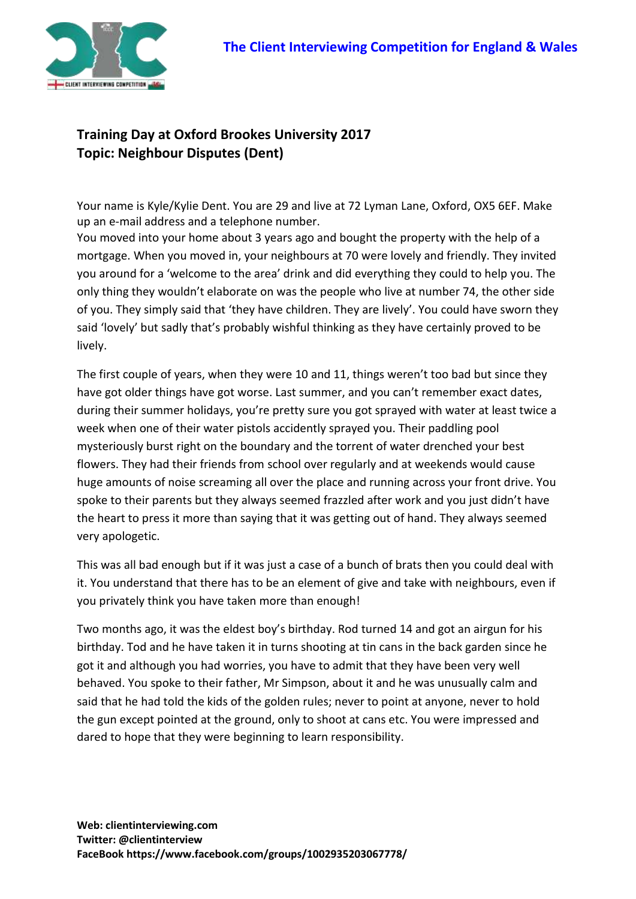**Training Day at Oxford Brookes University 2017**
**Topic: Neighbour Disputes (Dent)**

Your name is Kyle/Kylie Dent. You are 29 and live at 72 Lyman Lane, Oxford, OX5 6EF. Make up an e-mail address and a telephone number.
You moved into your home about 3 years ago and bought the property with the help of a mortgage. When you moved in, your neighbours at 70 were lovely and friendly. They invited you around for a 'welcome to the area' drink and did everything they could to help you. The only thing they wouldn't elaborate on was the people who live at number 74, the other side of you. They simply said that 'they have children. They are lively'. You could have sworn they said 'lovely' but sadly that's probably wishful thinking as they have certainly proved to be lively.

The first couple of years, when they were 10 and 11, things weren't too bad but since they have got older things have got worse. Last summer, and you can't remember exact dates, during their summer holidays, you're pretty sure you got sprayed with water at least twice a week when one of their water pistols accidently sprayed you. Their paddling pool mysteriously burst right on the boundary and the torrent of water drenched your best flowers. They had their friends from school over regularly and at weekends would cause huge amounts of noise screaming all over the place and running across your front drive. You spoke to their parents but they always seemed frazzled after work and you just didn't have the heart to press it more than saying that it was getting out of hand. They always seemed very apologetic.

This was all bad enough but if it was just a case of a bunch of brats then you could deal with it. You understand that there has to be an element of give and take with neighbours, even if you privately think you have taken more than enough!

Two months ago, it was the eldest boy's birthday. Rod turned 14 and got an airgun for his birthday. Tod and he have taken it in turns shooting at tin cans in the back garden since he got it and although you had worries, you have to admit that they have been very well behaved. You spoke to their father, Mr Simpson, about it and he was unusually calm and said that he had told the kids of the golden rules; never to point at anyone, never to hold the gun except pointed at the ground, only to shoot at cans etc. You were impressed and dared to hope that they were beginning to learn responsibility.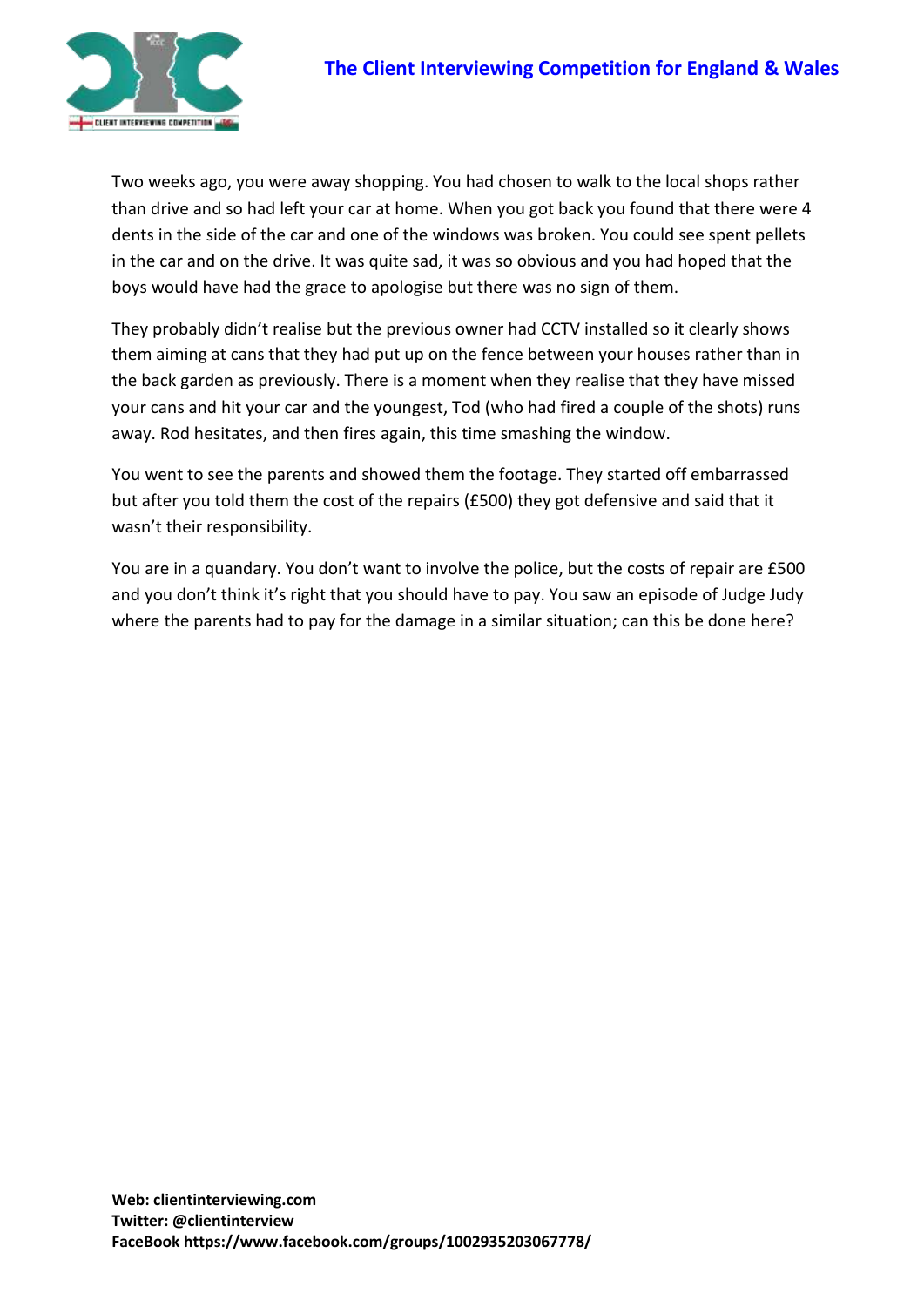Two weeks ago, you were away shopping. You had chosen to walk to the local shops rather than drive and so had left your car at home. When you got back you found that there were 4 dents in the side of the car and one of the windows was broken. You could see spent pellets in the car and on the drive. It was quite sad, it was so obvious and you had hoped that the boys would have had the grace to apologise but there was no sign of them.

They probably didn't realise but the previous owner had CCTV installed so it clearly shows them aiming at cans that they had put up on the fence between your houses rather than in the back garden as previously. There is a moment when they realise that they have missed your cans and hit your car and the youngest, Tod (who had fired a couple of the shots) runs away. Rod hesitates, and then fires again, this time smashing the window.

You went to see the parents and showed them the footage. They started off embarrassed but after you told them the cost of the repairs (£500) they got defensive and said that it wasn't their responsibility.

You are in a quandary. You don't want to involve the police, but the costs of repair are £500 and you don't think it's right that you should have to pay. You saw an episode of Judge Judy where the parents had to pay for the damage in a similar situation; can this be done here?